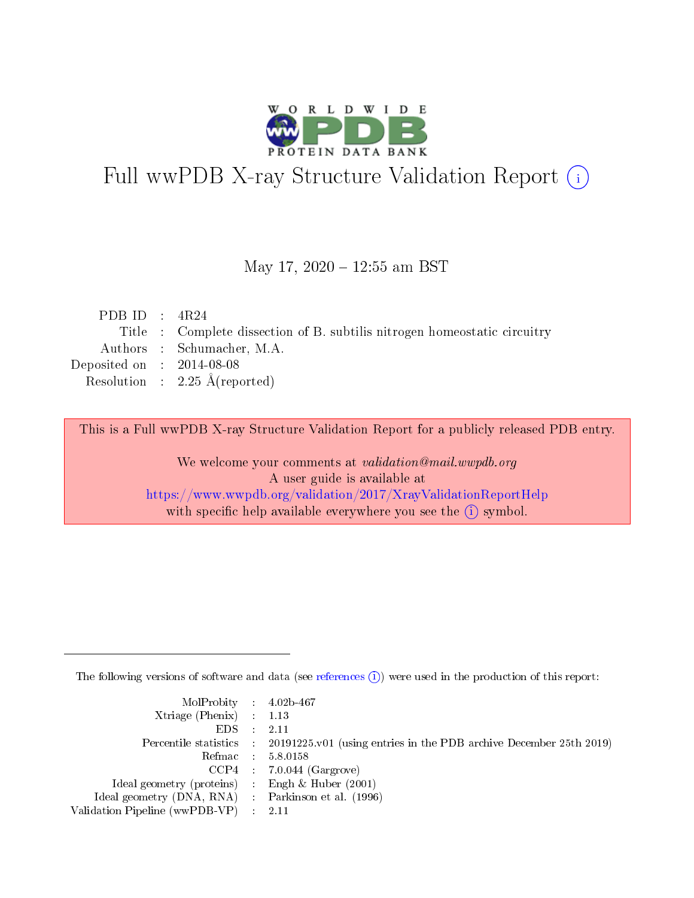# Full wwPDB X-ray Structure Validation Report (i)

May 17, 2020 – 12:55 am BST

| | | |
|---|---|---|
| PDB ID | : | 4R24 |
| Title | : | Complete dissection of B. subtilis nitrogen homeostatic circuitry |
| Authors | : | Schumacher, M.A. |
| Deposited on | : | 2014-08-08 |
| Resolution | : | 2.25 Å(reported) |

This is a Full wwPDB X-ray Structure Validation Report for a publicly released PDB entry.

We welcome your comments at *validation@mail.wwpdb.org*
A user guide is available at
https://www.wwpdb.org/validation/2017/XrayValidationReportHelp
with specific help available everywhere you see the (i) symbol.

---

The following versions of software and data (see references (i)) were used in the production of this report:

| | | |
|---|---|---|
| MolProbity | : | 4.02b-467 |
| Xtriage (Phenix) | : | 1.13 |
| EDS | : | 2.11 |
| Percentile statistics | : | 20191225.v01 (using entries in the PDB archive December 25th 2019) |
| Refmac | : | 5.8.0158 |
| CCP4 | : | 7.0.044 (Gargrove) |
| Ideal geometry (proteins) | : | Engh & Huber (2001) |
| Ideal geometry (DNA, RNA) | : | Parkinson et al. (1996) |
| Validation Pipeline (wwPDB-VP) | : | 2.11 |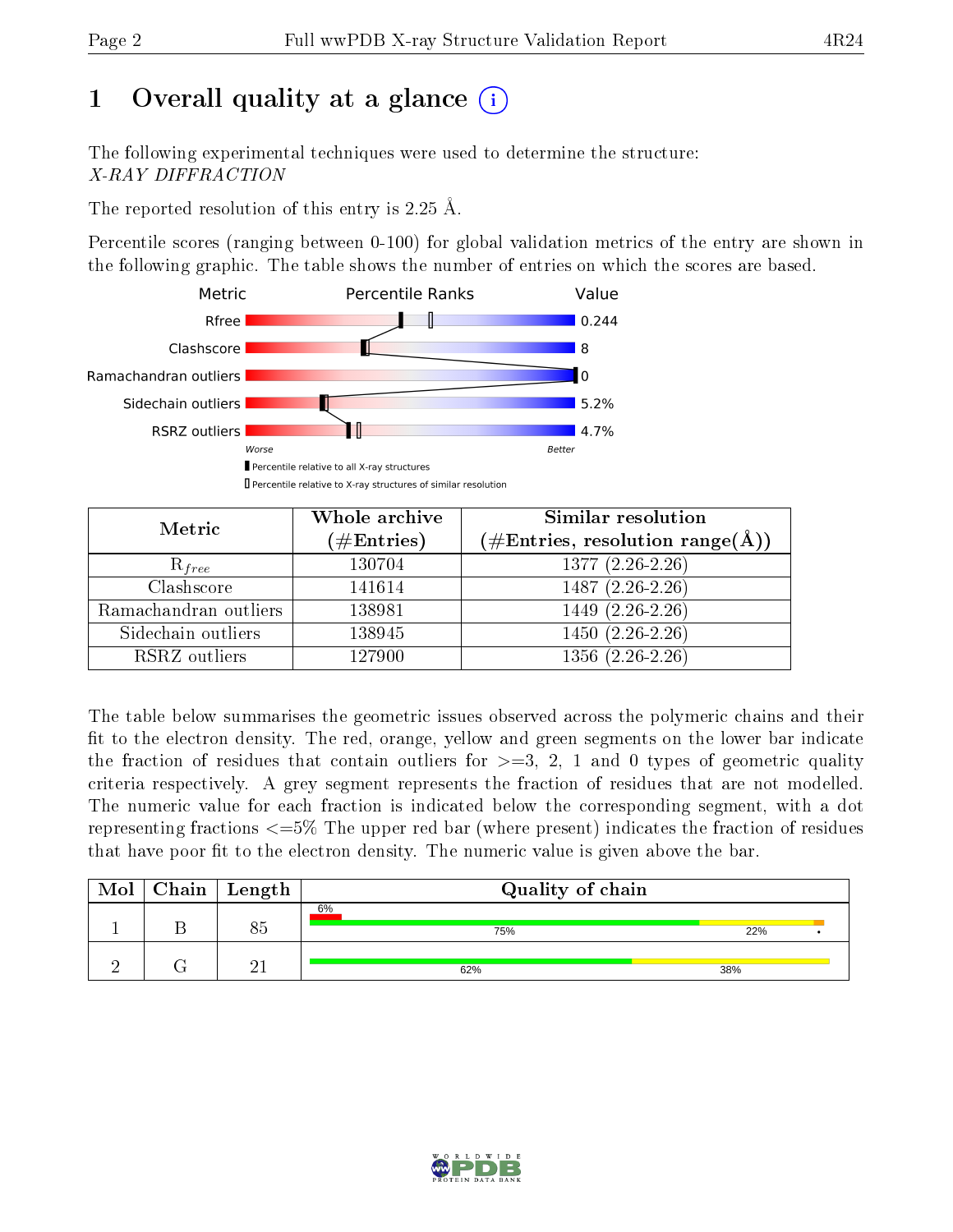# 1 Overall quality at a glance (i)

The following experimental techniques were used to determine the structure:
*X-RAY DIFFRACTION*

The reported resolution of this entry is 2.25 Å.

Percentile scores (ranging between 0-100) for global validation metrics of the entry are shown in the following graphic. The table shows the number of entries on which the scores are based.

| Metric | Value |
|---|---|
| Rfree | 0.244 |
| Clashscore | 8 |
| Ramachandran outliers | 0 |
| Sidechain outliers | 5.2% |
| RSRZ outliers | 4.7% |

Worse — Better

▮ Percentile relative to all X-ray structures
▯ Percentile relative to X-ray structures of similar resolution

| Metric | Whole archive (#Entries) | Similar resolution (#Entries, resolution range(Å)) |
|---|---|---|
| $R_{free}$ | 130704 | 1377 (2.26-2.26) |
| Clashscore | 141614 | 1487 (2.26-2.26) |
| Ramachandran outliers | 138981 | 1449 (2.26-2.26) |
| Sidechain outliers | 138945 | 1450 (2.26-2.26) |
| RSRZ outliers | 127900 | 1356 (2.26-2.26) |

The table below summarises the geometric issues observed across the polymeric chains and their fit to the electron density. The red, orange, yellow and green segments on the lower bar indicate the fraction of residues that contain outliers for >=3, 2, 1 and 0 types of geometric quality criteria respectively. A grey segment represents the fraction of residues that are not modelled. The numeric value for each fraction is indicated below the corresponding segment, with a dot representing fractions <=5% The upper red bar (where present) indicates the fraction of residues that have poor fit to the electron density. The numeric value is given above the bar.

| Mol | Chain | Length | Quality of chain |
|---|---|---|---|
| 1 | B | 85 | 6% (poor fit); 75%, 22%, • |
| 2 | G | 21 | 62%, 38% |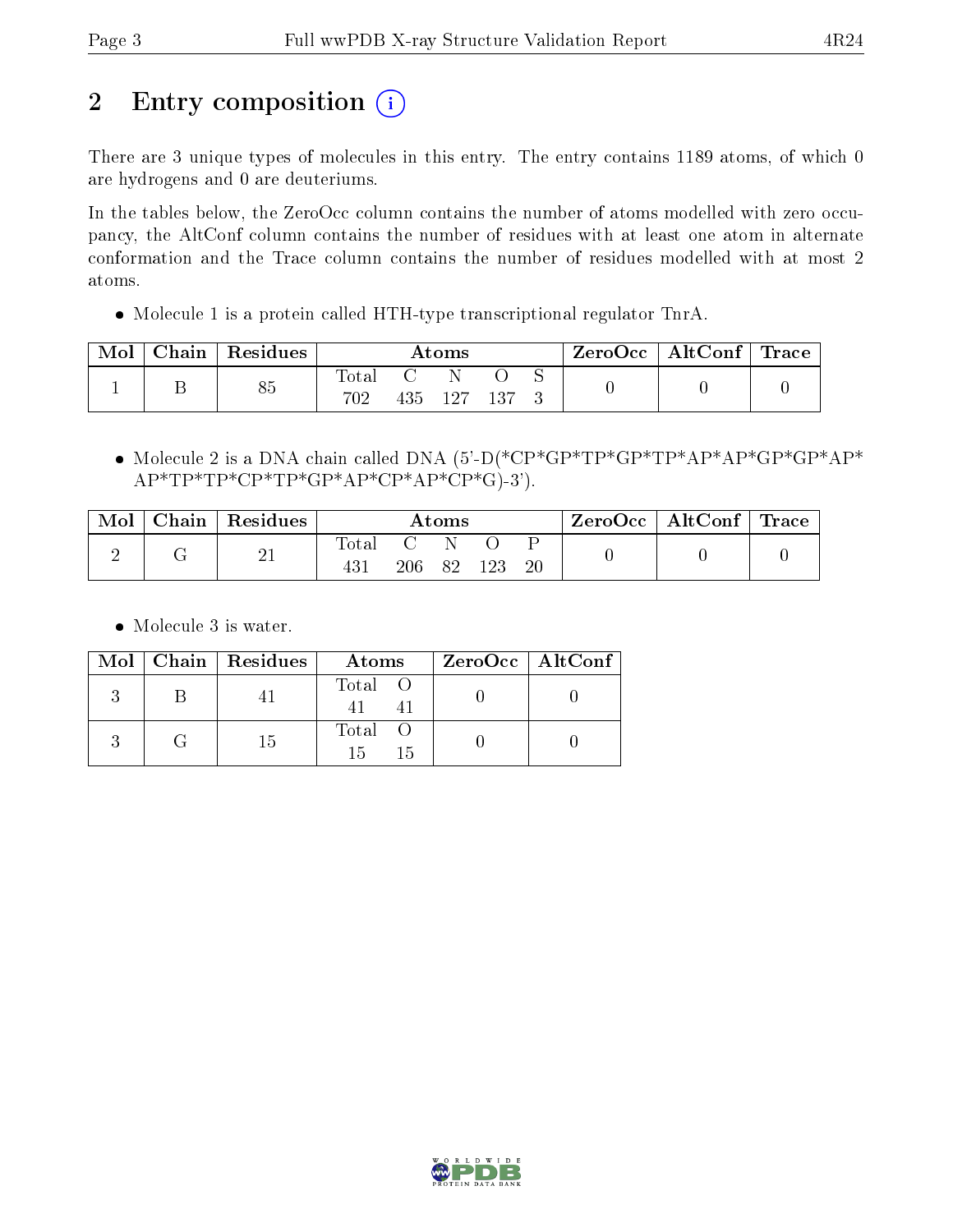# 2 Entry composition

There are 3 unique types of molecules in this entry. The entry contains 1189 atoms, of which 0 are hydrogens and 0 are deuteriums.

In the tables below, the ZeroOcc column contains the number of atoms modelled with zero occupancy, the AltConf column contains the number of residues with at least one atom in alternate conformation and the Trace column contains the number of residues modelled with at most 2 atoms.

- Molecule 1 is a protein called HTH-type transcriptional regulator TnrA.

| Mol | Chain | Residues | Atoms | | | | | ZeroOcc | AltConf | Trace |
|---|---|---|---|---|---|---|---|---|---|---|
| 1 | B | 85 | Total | C | N | O | S | 0 | 0 | 0 |
| | | | 702 | 435 | 127 | 137 | 3 | | | |

- Molecule 2 is a DNA chain called DNA (5'-D(*CP*GP*TP*GP*TP*AP*AP*GP*GP*AP*AP*TP*TP*CP*TP*GP*AP*CP*AP*CP*G)-3').

| Mol | Chain | Residues | Atoms | | | | | ZeroOcc | AltConf | Trace |
|---|---|---|---|---|---|---|---|---|---|---|
| 2 | G | 21 | Total | C | N | O | P | 0 | 0 | 0 |
| | | | 431 | 206 | 82 | 123 | 20 | | | |

- Molecule 3 is water.

| Mol | Chain | Residues | Atoms | | ZeroOcc | AltConf |
|---|---|---|---|---|---|---|
| 3 | B | 41 | Total | O | 0 | 0 |
| | | | 41 | 41 | | |
| 3 | G | 15 | Total | O | 0 | 0 |
| | | | 15 | 15 | | |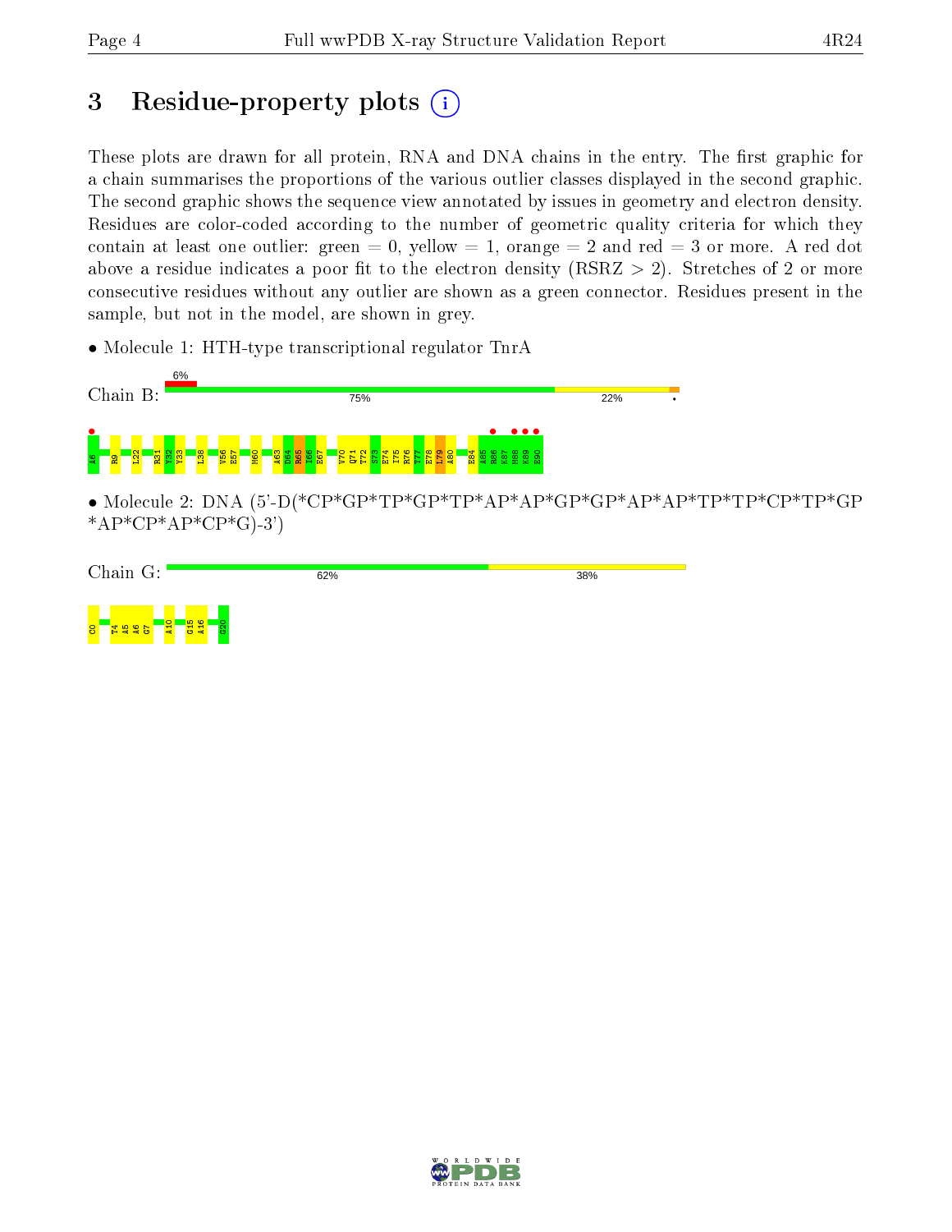# 3 Residue-property plots (i)

These plots are drawn for all protein, RNA and DNA chains in the entry. The first graphic for a chain summarises the proportions of the various outlier classes displayed in the second graphic. The second graphic shows the sequence view annotated by issues in geometry and electron density. Residues are color-coded according to the number of geometric quality criteria for which they contain at least one outlier: green = 0, yellow = 1, orange = 2 and red = 3 or more. A red dot above a residue indicates a poor fit to the electron density (RSRZ > 2). Stretches of 2 or more consecutive residues without any outlier are shown as a green connector. Residues present in the sample, but not in the model, are shown in grey.

- Molecule 1: HTH-type transcriptional regulator TnrA

Chain B: 6% | 75% | 22% | •

A6 R9 L22 R31 Y32 Y33 L38 V56 E57 M60 A63 D64 R65 I66 E67 V70 Q71 T72 S73 E74 I75 R76 T77 E78 L79 A80 E84 A85 R86 K87 M88 K89 E90

- Molecule 2: DNA (5'-D(*CP*GP*TP*GP*TP*AP*AP*GP*GP*AP*AP*TP*TP*CP*TP*GP*AP*CP*AP*CP*G)-3')

Chain G: 62% | 38%

C0 T4 A5 A6 G7 A10 G15 A16 G20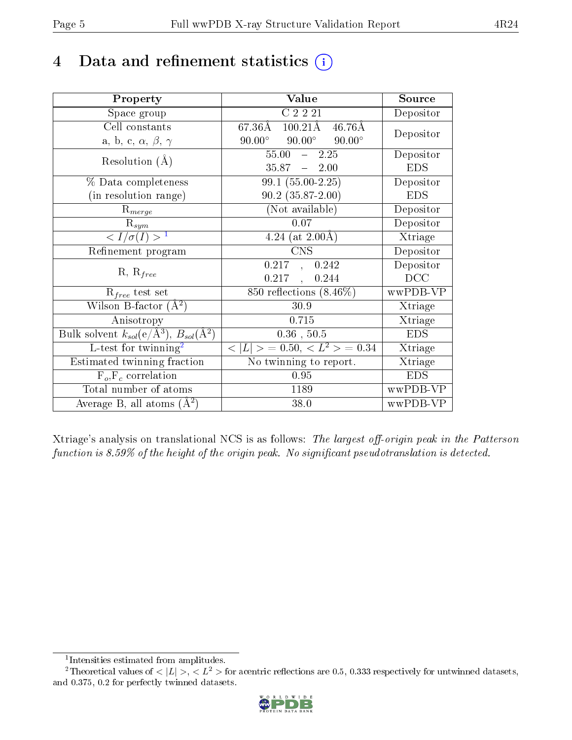# 4 Data and refinement statistics

| Property | Value | Source |
|---|---|---|
| Space group | C 2 2 21 | Depositor |
| Cell constants<br>a, b, c, $\alpha$, $\beta$, $\gamma$ | 67.36Å 100.21Å 46.76Å<br>90.00° 90.00° 90.00° | Depositor |
| Resolution (Å) | 55.00 – 2.25<br>35.87 – 2.00 | Depositor<br>EDS |
| % Data completeness<br>(in resolution range) | 99.1 (55.00-2.25)<br>90.2 (35.87-2.00) | Depositor<br>EDS |
| $R_{merge}$ | (Not available) | Depositor |
| $R_{sym}$ | 0.07 | Depositor |
| $< I/\sigma(I) >$ [1] | 4.24 (at 2.00Å) | Xtriage |
| Refinement program | CNS | Depositor |
| R, $R_{free}$ | 0.217 , 0.242<br>0.217 , 0.244 | Depositor<br>DCC |
| $R_{free}$ test set | 850 reflections (8.46%) | wwPDB-VP |
| Wilson B-factor (Å$^2$) | 30.9 | Xtriage |
| Anisotropy | 0.715 | Xtriage |
| Bulk solvent $k_{sol}$(e/Å$^3$), $B_{sol}$(Å$^2$) | 0.36 , 50.5 | EDS |
| L-test for twinning[2] | $< \lvert L \rvert > = 0.50$, $< L^2 > = 0.34$ | Xtriage |
| Estimated twinning fraction | No twinning to report. | Xtriage |
| $F_o$,$F_c$ correlation | 0.95 | EDS |
| Total number of atoms | 1189 | wwPDB-VP |
| Average B, all atoms (Å$^2$) | 38.0 | wwPDB-VP |

Xtriage's analysis on translational NCS is as follows: *The largest off-origin peak in the Patterson function is 8.59% of the height of the origin peak. No significant pseudotranslation is detected.*

[1] Intensities estimated from amplitudes.

[2] Theoretical values of $< \lvert L \rvert >$, $< L^2 >$ for acentric reflections are 0.5, 0.333 respectively for untwinned datasets, and 0.375, 0.2 for perfectly twinned datasets.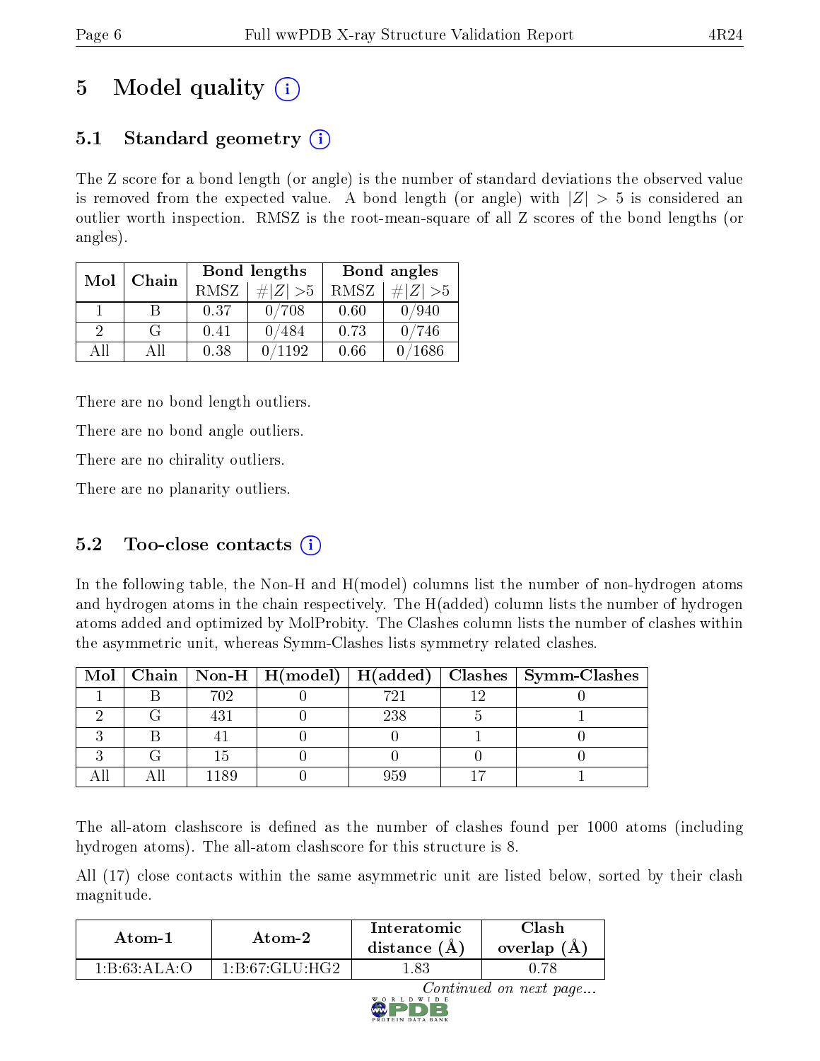# 5 Model quality (i)

## 5.1 Standard geometry (i)

The Z score for a bond length (or angle) is the number of standard deviations the observed value is removed from the expected value. A bond length (or angle) with $|Z| > 5$ is considered an outlier worth inspection. RMSZ is the root-mean-square of all Z scores of the bond lengths (or angles).

| Mol | Chain | Bond lengths | | Bond angles | |
|---|---|---|---|---|---|
| | | RMSZ | #\|Z\| >5 | RMSZ | #\|Z\| >5 |
| 1 | B | 0.37 | 0/708 | 0.60 | 0/940 |
| 2 | G | 0.41 | 0/484 | 0.73 | 0/746 |
| All | All | 0.38 | 0/1192 | 0.66 | 0/1686 |

There are no bond length outliers.

There are no bond angle outliers.

There are no chirality outliers.

There are no planarity outliers.

## 5.2 Too-close contacts (i)

In the following table, the Non-H and H(model) columns list the number of non-hydrogen atoms and hydrogen atoms in the chain respectively. The H(added) column lists the number of hydrogen atoms added and optimized by MolProbity. The Clashes column lists the number of clashes within the asymmetric unit, whereas Symm-Clashes lists symmetry related clashes.

| Mol | Chain | Non-H | H(model) | H(added) | Clashes | Symm-Clashes |
|---|---|---|---|---|---|---|
| 1 | B | 702 | 0 | 721 | 12 | 0 |
| 2 | G | 431 | 0 | 238 | 5 | 1 |
| 3 | B | 41 | 0 | 0 | 1 | 0 |
| 3 | G | 15 | 0 | 0 | 0 | 0 |
| All | All | 1189 | 0 | 959 | 17 | 1 |

The all-atom clashscore is defined as the number of clashes found per 1000 atoms (including hydrogen atoms). The all-atom clashscore for this structure is 8.

All (17) close contacts within the same asymmetric unit are listed below, sorted by their clash magnitude.

| Atom-1 | Atom-2 | Interatomic distance (Å) | Clash overlap (Å) |
|---|---|---|---|
| 1:B:63:ALA:O | 1:B:67:GLU:HG2 | 1.83 | 0.78 |

*Continued on next page...*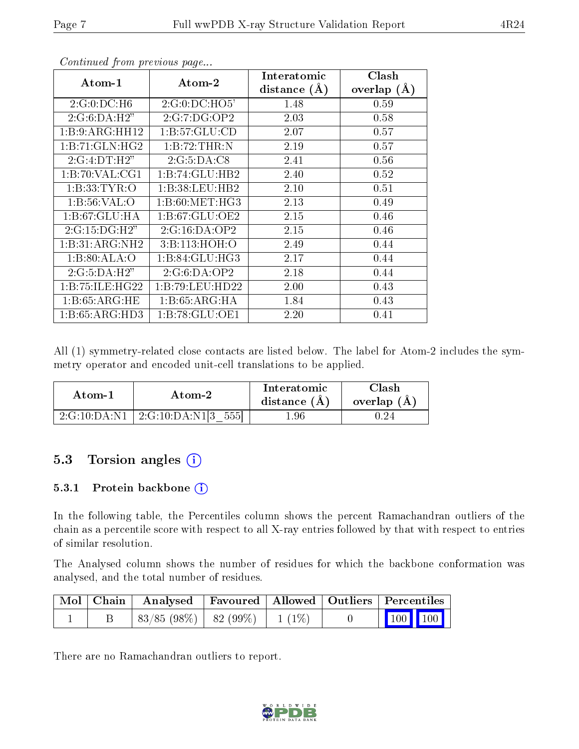*Continued from previous page...*

| Atom-1 | Atom-2 | Interatomic distance (Å) | Clash overlap (Å) |
|---|---|---|---|
| 2:G:0:DC:H6 | 2:G:0:DC:HO5' | 1.48 | 0.59 |
| 2:G:6:DA:H2" | 2:G:7:DG:OP2 | 2.03 | 0.58 |
| 1:B:9:ARG:HH12 | 1:B:57:GLU:CD | 2.07 | 0.57 |
| 1:B:71:GLN:HG2 | 1:B:72:THR:N | 2.19 | 0.57 |
| 2:G:4:DT:H2" | 2:G:5:DA:C8 | 2.41 | 0.56 |
| 1:B:70:VAL:CG1 | 1:B:74:GLU:HB2 | 2.40 | 0.52 |
| 1:B:33:TYR:O | 1:B:38:LEU:HB2 | 2.10 | 0.51 |
| 1:B:56:VAL:O | 1:B:60:MET:HG3 | 2.13 | 0.49 |
| 1:B:67:GLU:HA | 1:B:67:GLU:OE2 | 2.15 | 0.46 |
| 2:G:15:DG:H2" | 2:G:16:DA:OP2 | 2.15 | 0.46 |
| 1:B:31:ARG:NH2 | 3:B:113:HOH:O | 2.49 | 0.44 |
| 1:B:80:ALA:O | 1:B:84:GLU:HG3 | 2.17 | 0.44 |
| 2:G:5:DA:H2" | 2:G:6:DA:OP2 | 2.18 | 0.44 |
| 1:B:75:ILE:HG22 | 1:B:79:LEU:HD22 | 2.00 | 0.43 |
| 1:B:65:ARG:HE | 1:B:65:ARG:HA | 1.84 | 0.43 |
| 1:B:65:ARG:HD3 | 1:B:78:GLU:OE1 | 2.20 | 0.41 |

All (1) symmetry-related close contacts are listed below. The label for Atom-2 includes the symmetry operator and encoded unit-cell translations to be applied.

| Atom-1 | Atom-2 | Interatomic distance (Å) | Clash overlap (Å) |
|---|---|---|---|
| 2:G:10:DA:N1 | 2:G:10:DA:N1[3_555] | 1.96 | 0.24 |

## 5.3 Torsion angles

### 5.3.1 Protein backbone

In the following table, the Percentiles column shows the percent Ramachandran outliers of the chain as a percentile score with respect to all X-ray entries followed by that with respect to entries of similar resolution.

The Analysed column shows the number of residues for which the backbone conformation was analysed, and the total number of residues.

| Mol | Chain | Analysed | Favoured | Allowed | Outliers | Percentiles | |
|---|---|---|---|---|---|---|---|
| 1 | B | 83/85 (98%) | 82 (99%) | 1 (1%) | 0 | 100 | 100 |

There are no Ramachandran outliers to report.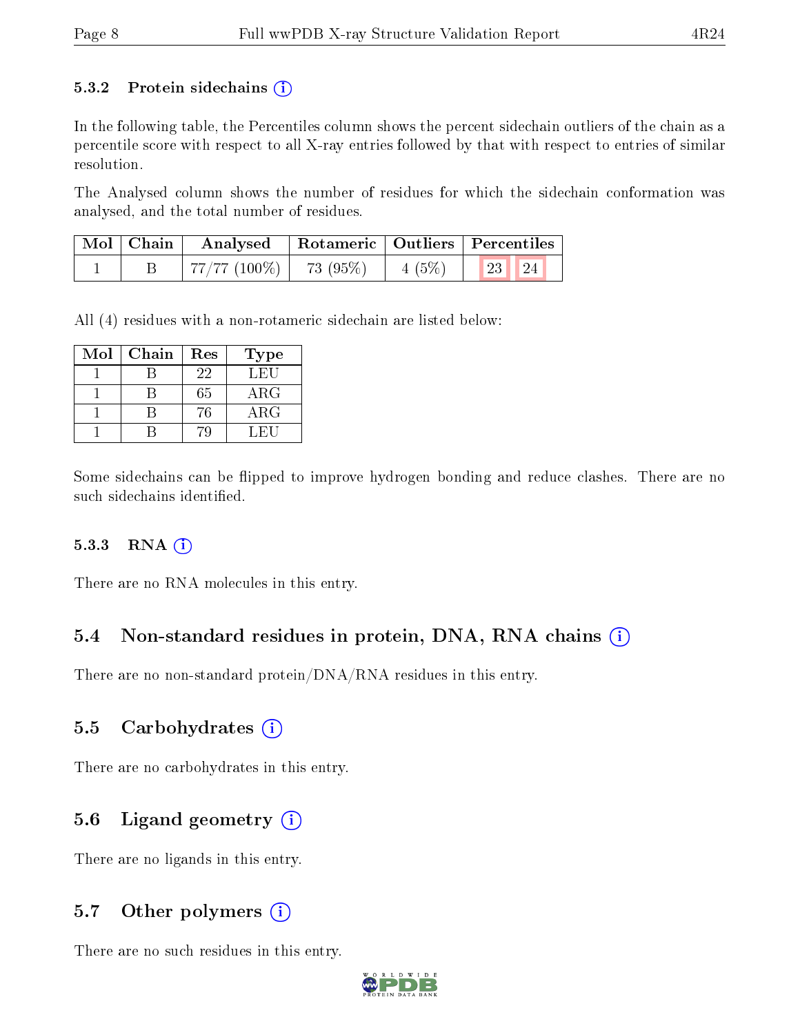### 5.3.2 Protein sidechains (i)

In the following table, the Percentiles column shows the percent sidechain outliers of the chain as a percentile score with respect to all X-ray entries followed by that with respect to entries of similar resolution.

The Analysed column shows the number of residues for which the sidechain conformation was analysed, and the total number of residues.

| Mol | Chain | Analysed | Rotameric | Outliers | Percentiles | |
|---|---|---|---|---|---|---|
| 1 | B | 77/77 (100%) | 73 (95%) | 4 (5%) | 23 | 24 |

All (4) residues with a non-rotameric sidechain are listed below:

| Mol | Chain | Res | Type |
|---|---|---|---|
| 1 | B | 22 | LEU |
| 1 | B | 65 | ARG |
| 1 | B | 76 | ARG |
| 1 | B | 79 | LEU |

Some sidechains can be flipped to improve hydrogen bonding and reduce clashes. There are no such sidechains identified.

### 5.3.3 RNA (i)

There are no RNA molecules in this entry.

## 5.4 Non-standard residues in protein, DNA, RNA chains (i)

There are no non-standard protein/DNA/RNA residues in this entry.

## 5.5 Carbohydrates (i)

There are no carbohydrates in this entry.

## 5.6 Ligand geometry (i)

There are no ligands in this entry.

## 5.7 Other polymers (i)

There are no such residues in this entry.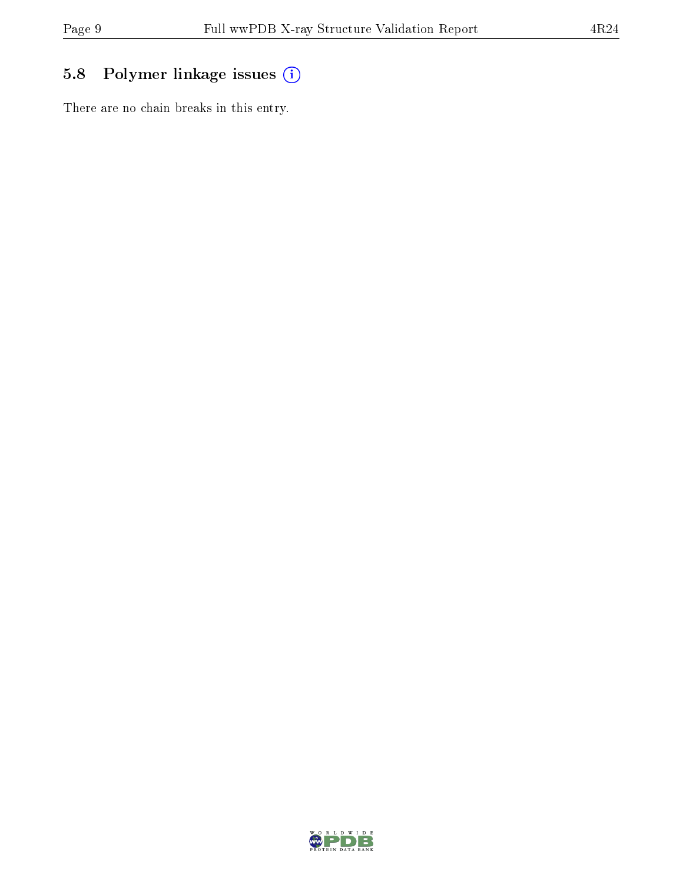## 5.8 Polymer linkage issues

There are no chain breaks in this entry.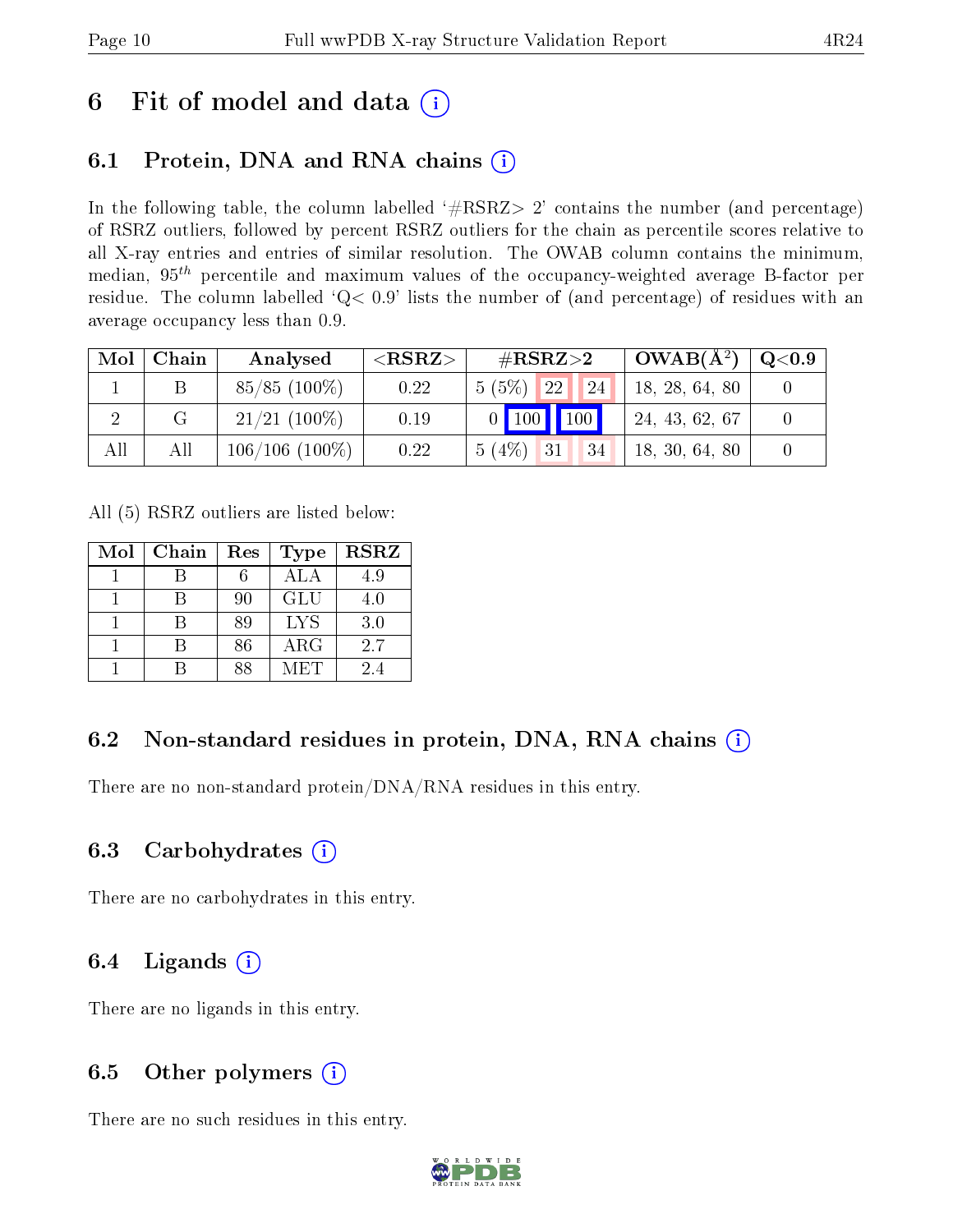# 6 Fit of model and data

## 6.1 Protein, DNA and RNA chains

In the following table, the column labelled '#RSRZ> 2' contains the number (and percentage) of RSRZ outliers, followed by percent RSRZ outliers for the chain as percentile scores relative to all X-ray entries and entries of similar resolution. The OWAB column contains the minimum, median, $95^{th}$ percentile and maximum values of the occupancy-weighted average B-factor per residue. The column labelled 'Q< 0.9' lists the number of (and percentage) of residues with an average occupancy less than 0.9.

| Mol | Chain | Analysed | <RSRZ> | #RSRZ>2 | | | OWAB(Å$^2$) | Q<0.9 |
|---|---|---|---|---|---|---|---|---|
| 1 | B | 85/85 (100%) | 0.22 | 5 (5%) | 22 | 24 | 18, 28, 64, 80 | 0 |
| 2 | G | 21/21 (100%) | 0.19 | 0 | 100 | 100 | 24, 43, 62, 67 | 0 |
| All | All | 106/106 (100%) | 0.22 | 5 (4%) | 31 | 34 | 18, 30, 64, 80 | 0 |

All (5) RSRZ outliers are listed below:

| Mol | Chain | Res | Type | RSRZ |
|---|---|---|---|---|
| 1 | B | 6 | ALA | 4.9 |
| 1 | B | 90 | GLU | 4.0 |
| 1 | B | 89 | LYS | 3.0 |
| 1 | B | 86 | ARG | 2.7 |
| 1 | B | 88 | MET | 2.4 |

## 6.2 Non-standard residues in protein, DNA, RNA chains

There are no non-standard protein/DNA/RNA residues in this entry.

## 6.3 Carbohydrates

There are no carbohydrates in this entry.

## 6.4 Ligands

There are no ligands in this entry.

## 6.5 Other polymers

There are no such residues in this entry.